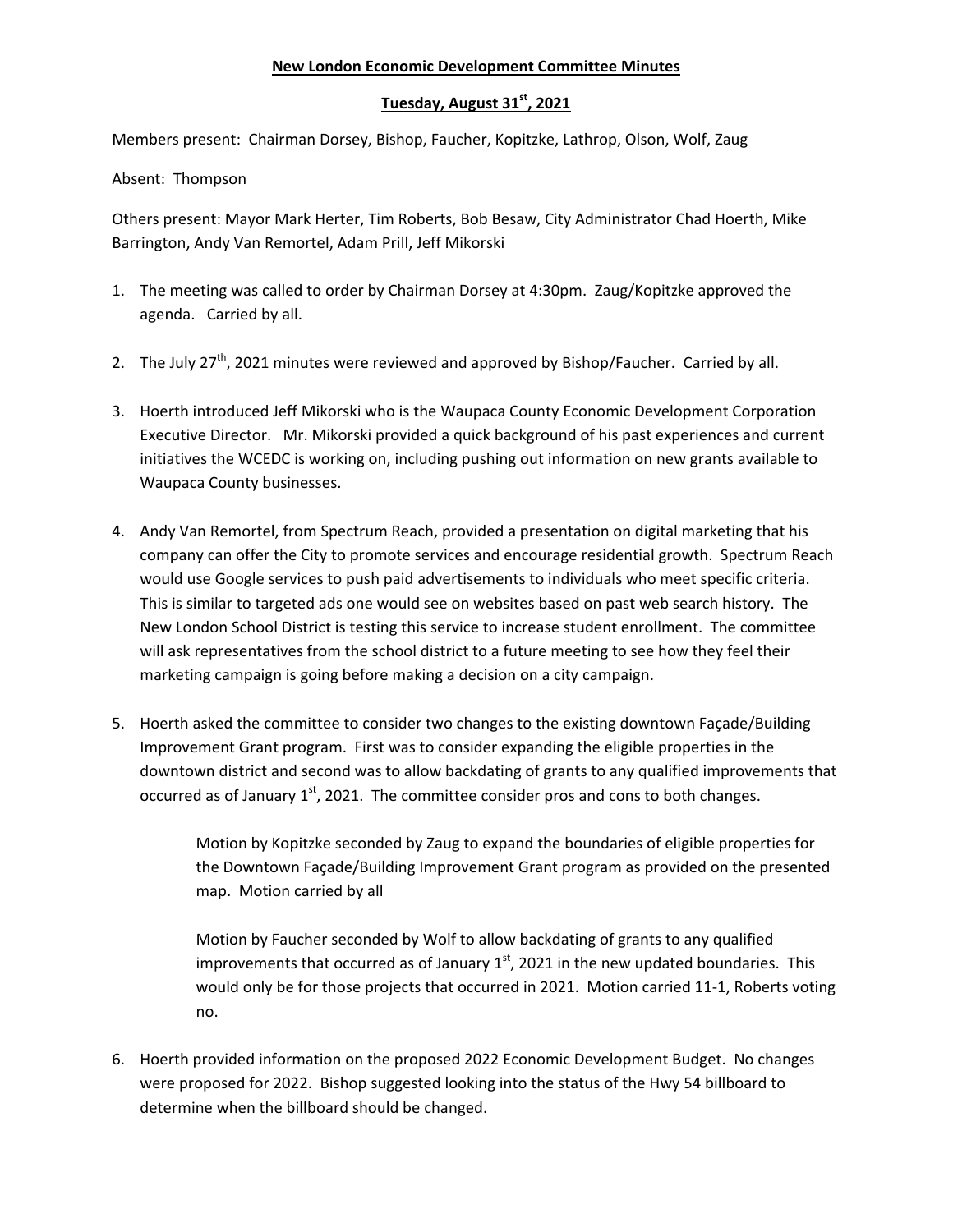**New London Economic Development Committee Minutes**

**Tuesday, August 31st, 2021**

Members present: Chairman Dorsey, Bishop, Faucher, Kopitzke, Lathrop, Olson, Wolf, Zaug

Absent: Thompson

Others present: Mayor Mark Herter, Tim Roberts, Bob Besaw, City Administrator Chad Hoerth, Mike Barrington, Andy Van Remortel, Adam Prill, Jeff Mikorski

1. The meeting was called to order by Chairman Dorsey at 4:30pm. Zaug/Kopitzke approved the agenda. Carried by all.

2. The July 27th, 2021 minutes were reviewed and approved by Bishop/Faucher. Carried by all.

3. Hoerth introduced Jeff Mikorski who is the Waupaca County Economic Development Corporation Executive Director. Mr. Mikorski provided a quick background of his past experiences and current initiatives the WCEDC is working on, including pushing out information on new grants available to Waupaca County businesses.

4. Andy Van Remortel, from Spectrum Reach, provided a presentation on digital marketing that his company can offer the City to promote services and encourage residential growth. Spectrum Reach would use Google services to push paid advertisements to individuals who meet specific criteria. This is similar to targeted ads one would see on websites based on past web search history. The New London School District is testing this service to increase student enrollment. The committee will ask representatives from the school district to a future meeting to see how they feel their marketing campaign is going before making a decision on a city campaign.

5. Hoerth asked the committee to consider two changes to the existing downtown Façade/Building Improvement Grant program. First was to consider expanding the eligible properties in the downtown district and second was to allow backdating of grants to any qualified improvements that occurred as of January 1st, 2021. The committee consider pros and cons to both changes.

   Motion by Kopitzke seconded by Zaug to expand the boundaries of eligible properties for the Downtown Façade/Building Improvement Grant program as provided on the presented map. Motion carried by all

   Motion by Faucher seconded by Wolf to allow backdating of grants to any qualified improvements that occurred as of January 1st, 2021 in the new updated boundaries. This would only be for those projects that occurred in 2021. Motion carried 11-1, Roberts voting no.

6. Hoerth provided information on the proposed 2022 Economic Development Budget. No changes were proposed for 2022. Bishop suggested looking into the status of the Hwy 54 billboard to determine when the billboard should be changed.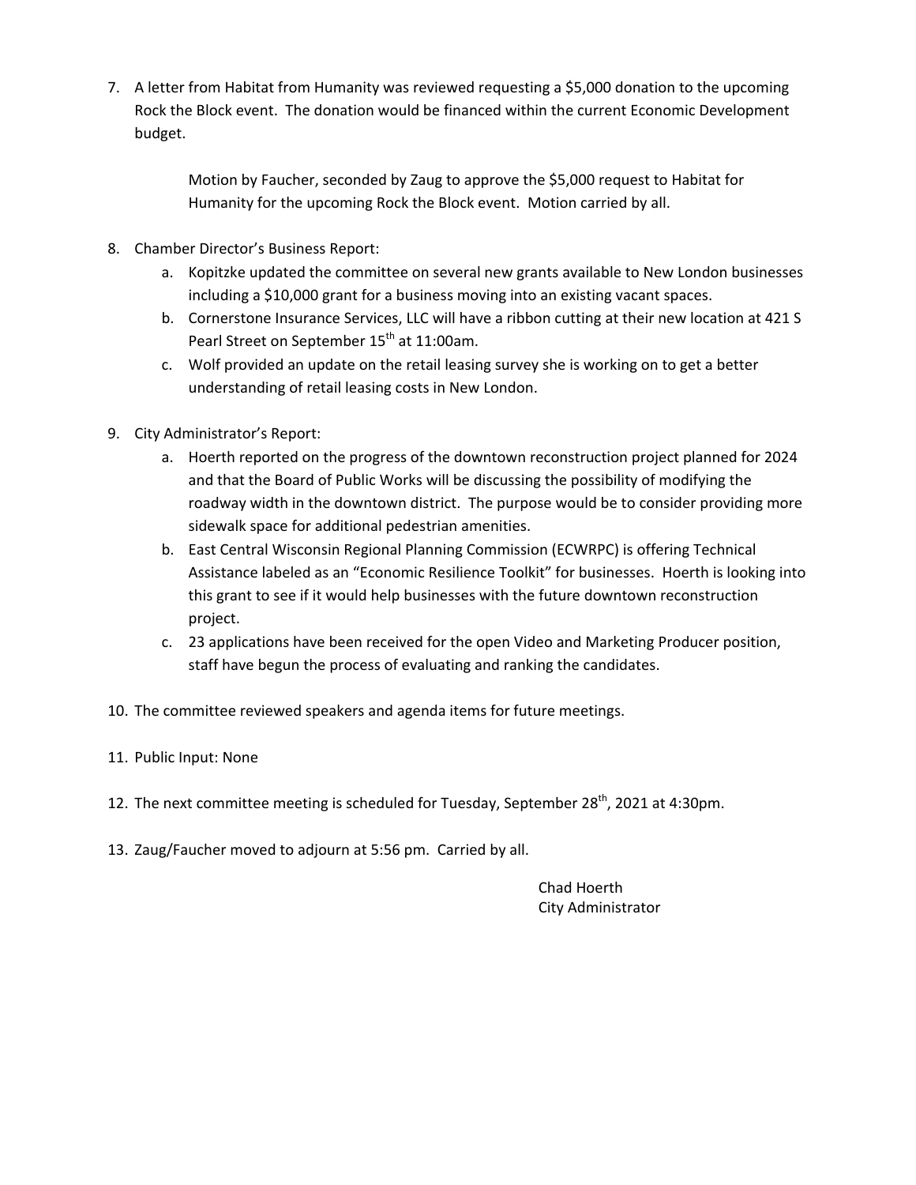7. A letter from Habitat from Humanity was reviewed requesting a $5,000 donation to the upcoming Rock the Block event. The donation would be financed within the current Economic Development budget.

   Motion by Faucher, seconded by Zaug to approve the $5,000 request to Habitat for Humanity for the upcoming Rock the Block event. Motion carried by all.

8. Chamber Director's Business Report:
   a. Kopitzke updated the committee on several new grants available to New London businesses including a $10,000 grant for a business moving into an existing vacant spaces.
   b. Cornerstone Insurance Services, LLC will have a ribbon cutting at their new location at 421 S Pearl Street on September 15th at 11:00am.
   c. Wolf provided an update on the retail leasing survey she is working on to get a better understanding of retail leasing costs in New London.

9. City Administrator's Report:
   a. Hoerth reported on the progress of the downtown reconstruction project planned for 2024 and that the Board of Public Works will be discussing the possibility of modifying the roadway width in the downtown district. The purpose would be to consider providing more sidewalk space for additional pedestrian amenities.
   b. East Central Wisconsin Regional Planning Commission (ECWRPC) is offering Technical Assistance labeled as an "Economic Resilience Toolkit" for businesses. Hoerth is looking into this grant to see if it would help businesses with the future downtown reconstruction project.
   c. 23 applications have been received for the open Video and Marketing Producer position, staff have begun the process of evaluating and ranking the candidates.

10. The committee reviewed speakers and agenda items for future meetings.

11. Public Input: None

12. The next committee meeting is scheduled for Tuesday, September 28th, 2021 at 4:30pm.

13. Zaug/Faucher moved to adjourn at 5:56 pm. Carried by all.

Chad Hoerth
City Administrator